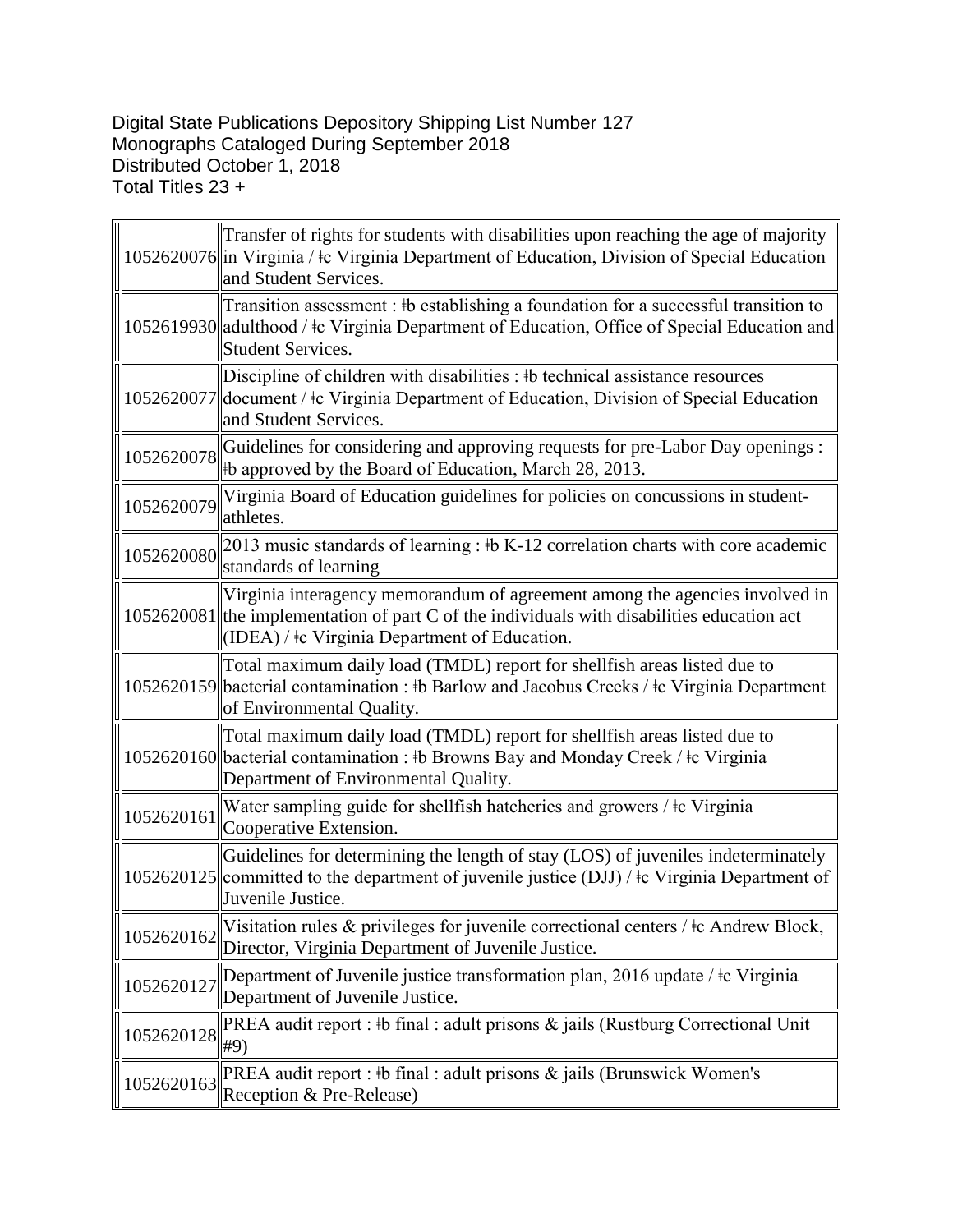Digital State Publications Depository Shipping List Number 127
Monographs Cataloged During September 2018
Distributed October 1, 2018
Total Titles 23 +

| | |
|---|---|
| 1052620076 | Transfer of rights for students with disabilities upon reaching the age of majority in Virginia / ǂc Virginia Department of Education, Division of Special Education and Student Services. |
| 1052619930 | Transition assessment : ǂb establishing a foundation for a successful transition to adulthood / ǂc Virginia Department of Education, Office of Special Education and Student Services. |
| 1052620077 | Discipline of children with disabilities : ǂb technical assistance resources document / ǂc Virginia Department of Education, Division of Special Education and Student Services. |
| 1052620078 | Guidelines for considering and approving requests for pre-Labor Day openings : ǂb approved by the Board of Education, March 28, 2013. |
| 1052620079 | Virginia Board of Education guidelines for policies on concussions in student-athletes. |
| 1052620080 | 2013 music standards of learning : ǂb K-12 correlation charts with core academic standards of learning |
| 1052620081 | Virginia interagency memorandum of agreement among the agencies involved in the implementation of part C of the individuals with disabilities education act (IDEA) / ǂc Virginia Department of Education. |
| 1052620159 | Total maximum daily load (TMDL) report for shellfish areas listed due to bacterial contamination : ǂb Barlow and Jacobus Creeks / ǂc Virginia Department of Environmental Quality. |
| 1052620160 | Total maximum daily load (TMDL) report for shellfish areas listed due to bacterial contamination : ǂb Browns Bay and Monday Creek / ǂc Virginia Department of Environmental Quality. |
| 1052620161 | Water sampling guide for shellfish hatcheries and growers / ǂc Virginia Cooperative Extension. |
| 1052620125 | Guidelines for determining the length of stay (LOS) of juveniles indeterminately committed to the department of juvenile justice (DJJ) / ǂc Virginia Department of Juvenile Justice. |
| 1052620162 | Visitation rules & privileges for juvenile correctional centers / ǂc Andrew Block, Director, Virginia Department of Juvenile Justice. |
| 1052620127 | Department of Juvenile justice transformation plan, 2016 update / ǂc Virginia Department of Juvenile Justice. |
| 1052620128 | PREA audit report : ǂb final : adult prisons & jails (Rustburg Correctional Unit #9) |
| 1052620163 | PREA audit report : ǂb final : adult prisons & jails (Brunswick Women's Reception & Pre-Release) |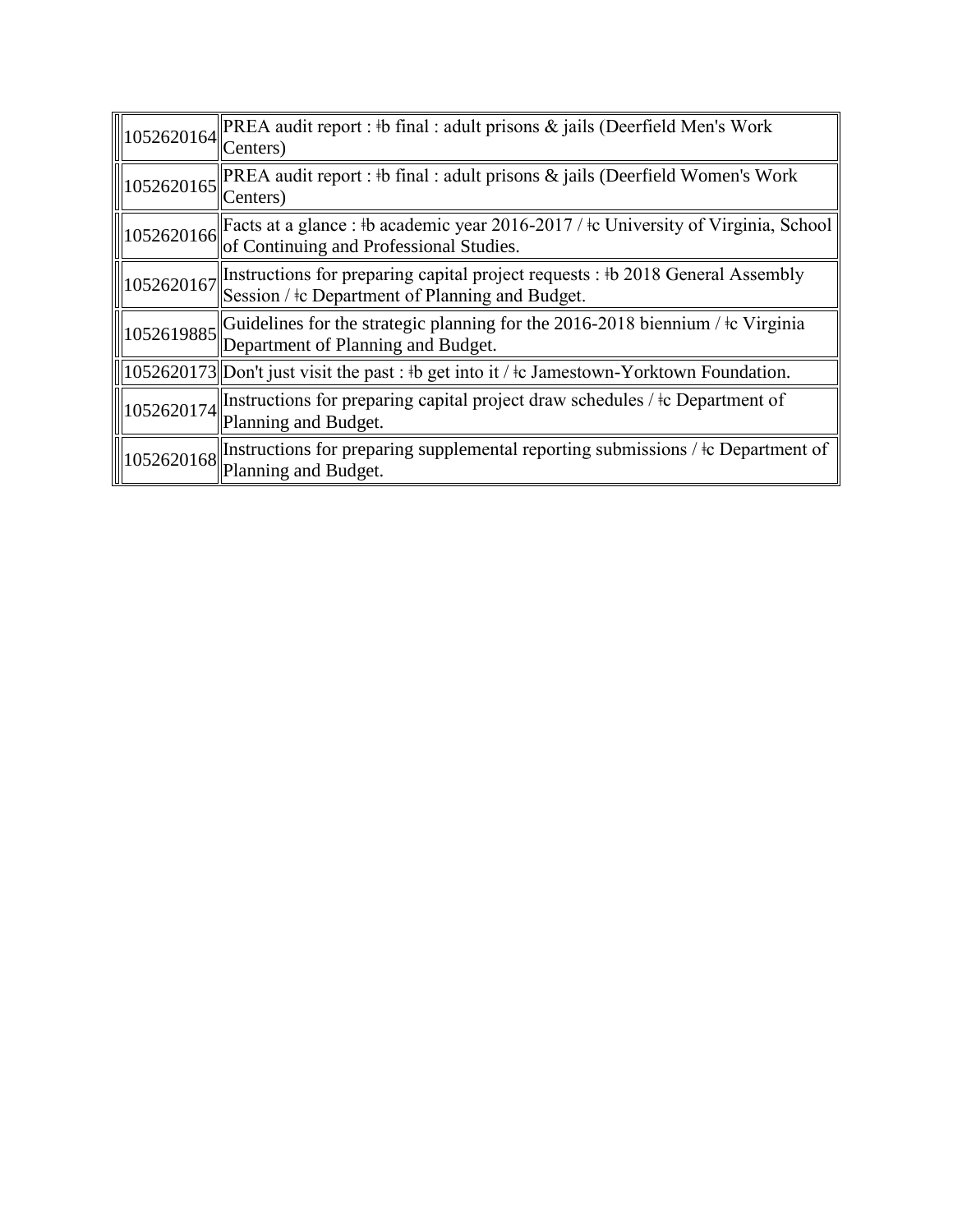| | |
|---|---|
| 1052620164 | PREA audit report : ǂb final : adult prisons & jails (Deerfield Men's Work Centers) |
| 1052620165 | PREA audit report : ǂb final : adult prisons & jails (Deerfield Women's Work Centers) |
| 1052620166 | Facts at a glance : ǂb academic year 2016-2017 / ǂc University of Virginia, School of Continuing and Professional Studies. |
| 1052620167 | Instructions for preparing capital project requests : ǂb 2018 General Assembly Session / ǂc Department of Planning and Budget. |
| 1052619885 | Guidelines for the strategic planning for the 2016-2018 biennium / ǂc Virginia Department of Planning and Budget. |
| 1052620173 | Don't just visit the past : ǂb get into it / ǂc Jamestown-Yorktown Foundation. |
| 1052620174 | Instructions for preparing capital project draw schedules / ǂc Department of Planning and Budget. |
| 1052620168 | Instructions for preparing supplemental reporting submissions / ǂc Department of Planning and Budget. |